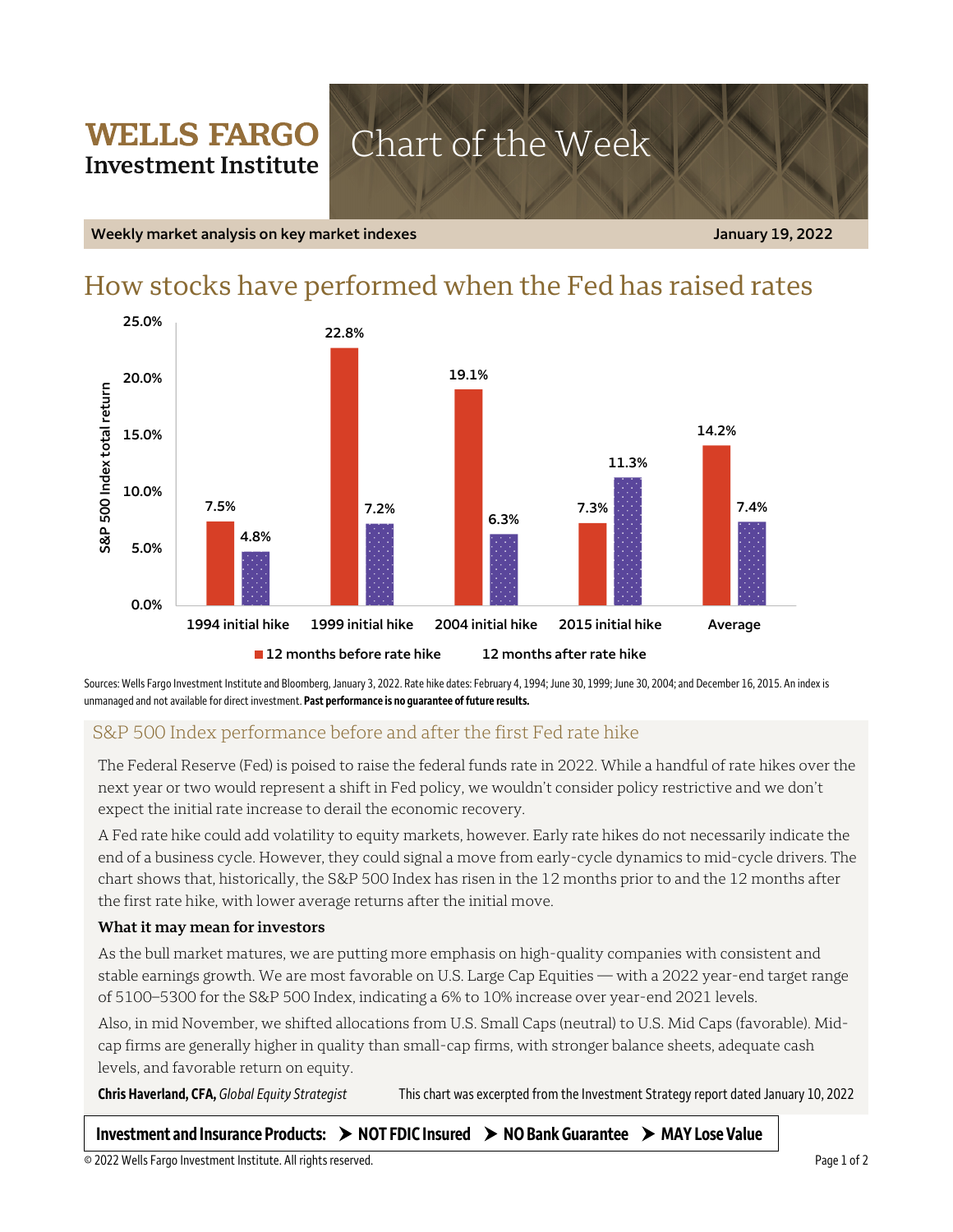**WELLS FARGO**
**Investment Institute**

# Chart of the Week

**Weekly market analysis on key market indexes** — **January 19, 2022**

## How stocks have performed when the Fed has raised rates

| S&P 500 Index total return | 12 months before rate hike | 12 months after rate hike |
|---|---|---|
| 1994 initial hike | 7.5% | 4.8% |
| 1999 initial hike | 22.8% | 7.2% |
| 2004 initial hike | 19.1% | 6.3% |
| 2015 initial hike | 7.3% | 11.3% |
| Average | 14.2% | 7.4% |

Sources: Wells Fargo Investment Institute and Bloomberg, January 3, 2022. Rate hike dates: February 4, 1994; June 30, 1999; June 30, 2004; and December 16, 2015. An index is unmanaged and not available for direct investment. **Past performance is no guarantee of future results.**

### S&P 500 Index performance before and after the first Fed rate hike

The Federal Reserve (Fed) is poised to raise the federal funds rate in 2022. While a handful of rate hikes over the next year or two would represent a shift in Fed policy, we wouldn't consider policy restrictive and we don't expect the initial rate increase to derail the economic recovery.

A Fed rate hike could add volatility to equity markets, however. Early rate hikes do not necessarily indicate the end of a business cycle. However, they could signal a move from early-cycle dynamics to mid-cycle drivers. The chart shows that, historically, the S&P 500 Index has risen in the 12 months prior to and the 12 months after the first rate hike, with lower average returns after the initial move.

**What it may mean for investors**

As the bull market matures, we are putting more emphasis on high-quality companies with consistent and stable earnings growth. We are most favorable on U.S. Large Cap Equities — with a 2022 year-end target range of 5100–5300 for the S&P 500 Index, indicating a 6% to 10% increase over year-end 2021 levels.

Also, in mid November, we shifted allocations from U.S. Small Caps (neutral) to U.S. Mid Caps (favorable). Mid-cap firms are generally higher in quality than small-cap firms, with stronger balance sheets, adequate cash levels, and favorable return on equity.

**Chris Haverland, CFA,** *Global Equity Strategist*

This chart was excerpted from the Investment Strategy report dated January 10, 2022

**Investment and Insurance Products: ➤ NOT FDIC Insured ➤ NO Bank Guarantee ➤ MAY Lose Value**

© 2022 Wells Fargo Investment Institute. All rights reserved.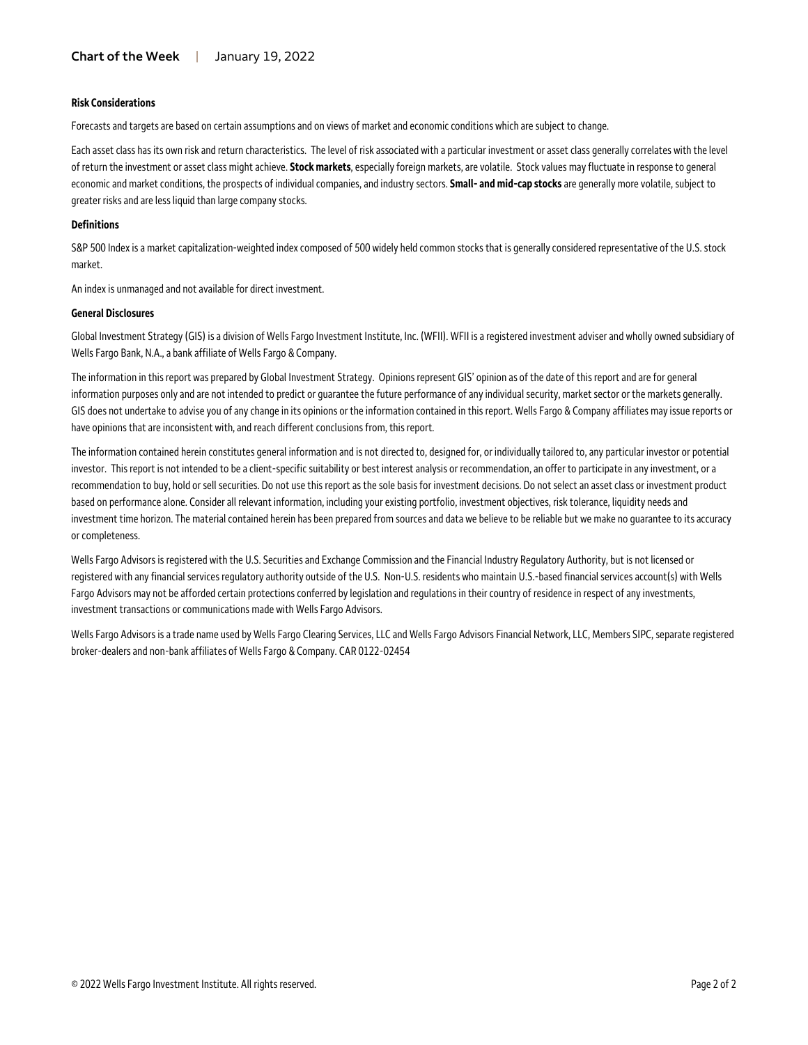**Risk Considerations**

Forecasts and targets are based on certain assumptions and on views of market and economic conditions which are subject to change.

Each asset class has its own risk and return characteristics. The level of risk associated with a particular investment or asset class generally correlates with the level of return the investment or asset class might achieve. **Stock markets**, especially foreign markets, are volatile. Stock values may fluctuate in response to general economic and market conditions, the prospects of individual companies, and industry sectors. **Small- and mid-cap stocks** are generally more volatile, subject to greater risks and are less liquid than large company stocks.

**Definitions**

S&P 500 Index is a market capitalization-weighted index composed of 500 widely held common stocks that is generally considered representative of the U.S. stock market.

An index is unmanaged and not available for direct investment.

**General Disclosures**

Global Investment Strategy (GIS) is a division of Wells Fargo Investment Institute, Inc. (WFII). WFII is a registered investment adviser and wholly owned subsidiary of Wells Fargo Bank, N.A., a bank affiliate of Wells Fargo & Company.

The information in this report was prepared by Global Investment Strategy. Opinions represent GIS' opinion as of the date of this report and are for general information purposes only and are not intended to predict or guarantee the future performance of any individual security, market sector or the markets generally. GIS does not undertake to advise you of any change in its opinions or the information contained in this report. Wells Fargo & Company affiliates may issue reports or have opinions that are inconsistent with, and reach different conclusions from, this report.

The information contained herein constitutes general information and is not directed to, designed for, or individually tailored to, any particular investor or potential investor. This report is not intended to be a client-specific suitability or best interest analysis or recommendation, an offer to participate in any investment, or a recommendation to buy, hold or sell securities. Do not use this report as the sole basis for investment decisions. Do not select an asset class or investment product based on performance alone. Consider all relevant information, including your existing portfolio, investment objectives, risk tolerance, liquidity needs and investment time horizon. The material contained herein has been prepared from sources and data we believe to be reliable but we make no guarantee to its accuracy or completeness.

Wells Fargo Advisors is registered with the U.S. Securities and Exchange Commission and the Financial Industry Regulatory Authority, but is not licensed or registered with any financial services regulatory authority outside of the U.S. Non-U.S. residents who maintain U.S.-based financial services account(s) with Wells Fargo Advisors may not be afforded certain protections conferred by legislation and regulations in their country of residence in respect of any investments, investment transactions or communications made with Wells Fargo Advisors.

Wells Fargo Advisors is a trade name used by Wells Fargo Clearing Services, LLC and Wells Fargo Advisors Financial Network, LLC, Members SIPC, separate registered broker-dealers and non-bank affiliates of Wells Fargo & Company. CAR 0122-02454

© 2022 Wells Fargo Investment Institute. All rights reserved.